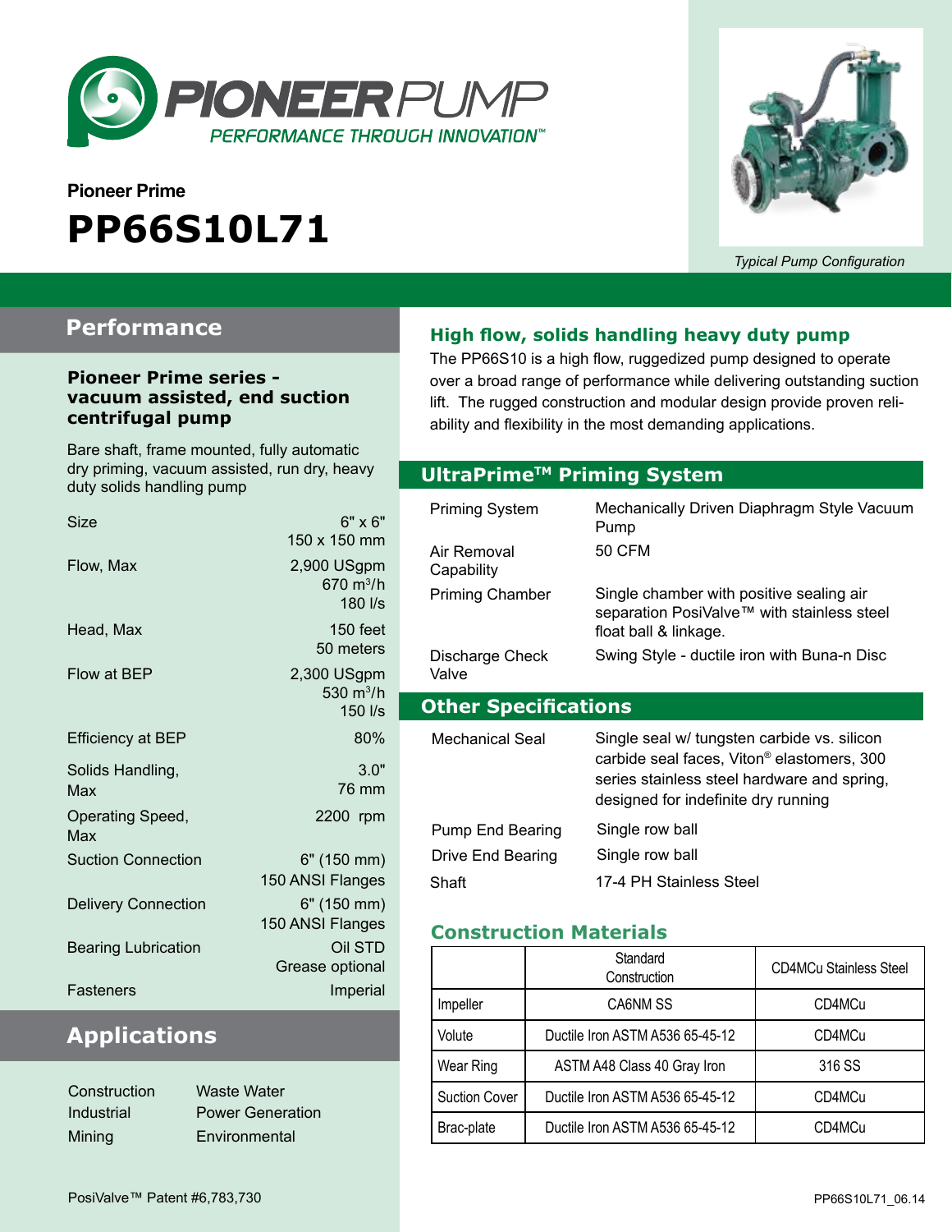PIONEERPUMP
PERFORMANCE THROUGH INNOVATION™

Pioneer Prime

# PP66S10L71

*Typical Pump Configuration*

## Performance

### Pioneer Prime series - vacuum assisted, end suction centrifugal pump

Bare shaft, frame mounted, fully automatic dry priming, vacuum assisted, run dry, heavy duty solids handling pump

| | |
|---|---|
| Size | 6" x 6"<br>150 x 150 mm |
| Flow, Max | 2,900 USgpm<br>670 $m^3/h$<br>180 l/s |
| Head, Max | 150 feet<br>50 meters |
| Flow at BEP | 2,300 USgpm<br>530 $m^3/h$<br>150 l/s |
| Efficiency at BEP | 80% |
| Solids Handling, Max | 3.0"<br>76 mm |
| Operating Speed, Max | 2200 rpm |
| Suction Connection | 6" (150 mm)<br>150 ANSI Flanges |
| Delivery Connection | 6" (150 mm)<br>150 ANSI Flanges |
| Bearing Lubrication | Oil STD<br>Grease optional |
| Fasteners | Imperial |

## Applications

- Construction
- Industrial
- Mining
- Waste Water
- Power Generation
- Environmental

### High flow, solids handling heavy duty pump

The PP66S10 is a high flow, ruggedized pump designed to operate over a broad range of performance while delivering outstanding suction lift. The rugged construction and modular design provide proven reliability and flexibility in the most demanding applications.

## UltraPrime™ Priming System

| | |
|---|---|
| Priming System | Mechanically Driven Diaphragm Style Vacuum Pump |
| Air Removal Capability | 50 CFM |
| Priming Chamber | Single chamber with positive sealing air separation PosiValve™ with stainless steel float ball & linkage. |
| Discharge Check Valve | Swing Style - ductile iron with Buna-n Disc |

## Other Specifications

| | |
|---|---|
| Mechanical Seal | Single seal w/ tungsten carbide vs. silicon carbide seal faces, Viton® elastomers, 300 series stainless steel hardware and spring, designed for indefinite dry running |
| Pump End Bearing | Single row ball |
| Drive End Bearing | Single row ball |
| Shaft | 17-4 PH Stainless Steel |

### Construction Materials

| | Standard Construction | CD4MCu Stainless Steel |
|---|---|---|
| Impeller | CA6NM SS | CD4MCu |
| Volute | Ductile Iron ASTM A536 65-45-12 | CD4MCu |
| Wear Ring | ASTM A48 Class 40 Gray Iron | 316 SS |
| Suction Cover | Ductile Iron ASTM A536 65-45-12 | CD4MCu |
| Brac-plate | Ductile Iron ASTM A536 65-45-12 | CD4MCu |

PosiValve™ Patent #6,783,730

PP66S10L71_06.14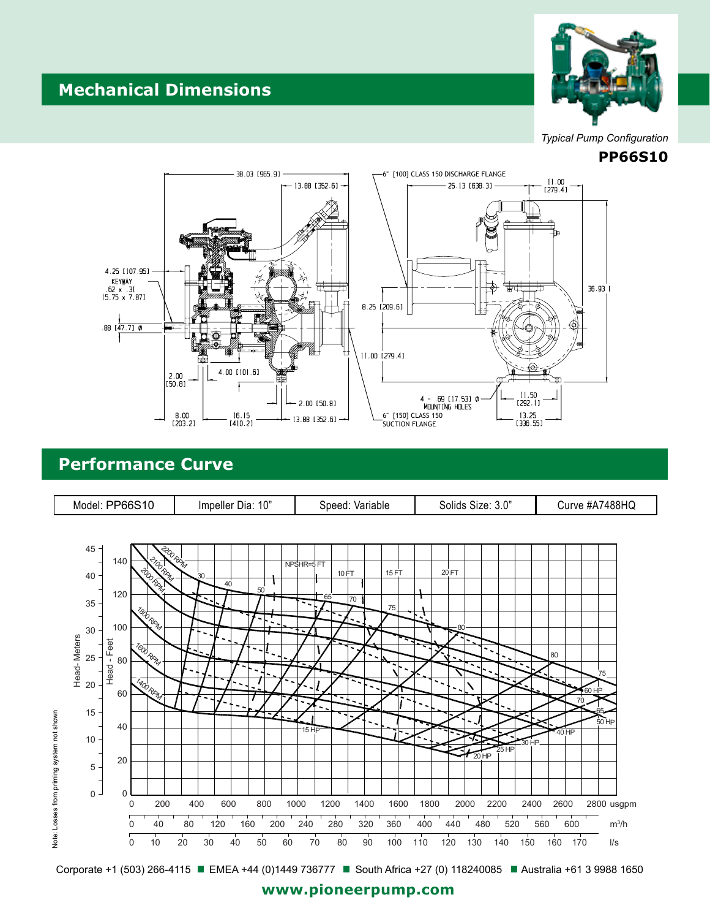## Mechanical Dimensions

*Typical Pump Configuration*

**PP66S10**

38.03 [965.9]
13.88 [352.6]
4.25 [107.95]
KEYWAY
.62 x .31
[15.75 x 7.87]
.88 [47.7] Ø
2.00
[50.8]
4.00 [101.6]
2.00 [50.8]
8.00
[203.2]
16.15
[410.2]
13.88 [352.6]
6" [100] CLASS 150 DISCHARGE FLANGE
25.13 [638.3]
11.00
[279.4]
8.25 [209.6]
11.00 [279.4]
36.93 [
4 - .69 [17.53] Ø
MOUNTING HOLES
6" [150] CLASS 150
SUCTION FLANGE
11.50
[292.1]
13.25
[336.55]

## Performance Curve

| Model: PP66S10 | Impeller Dia: 10" | Speed: Variable | Solids Size: 3.0" | Curve #A7488HQ |
|---|---|---|---|---|

Head- Meters: 0, 5, 10, 15, 20, 25, 30, 35, 40, 45
Head - Feet: 0, 20, 40, 60, 80, 100, 120, 140
2200 RPM
2100 RPM
2000 RPM
1800 RPM
1600 RPM
1400 RPM
NPSHR=5 FT
10 FT
15 FT
20 FT
30
40
50
65
70
75
80
80
75
70
65
15 HP
20 HP
25 HP
30 HP
40 HP
50 HP
60 HP
0, 200, 400, 600, 800, 1000, 1200, 1400, 1600, 1800, 2000, 2200, 2400, 2600, 2800 usgpm
0, 40, 80, 120, 160, 200, 240, 280, 320, 360, 400, 440, 480, 520, 560, 600 m³/h
0, 10, 20, 30, 40, 50, 60, 70, 80, 90, 100, 110, 120, 130, 140, 150, 160, 170 l/s

Note: Losses from priming system not shown

Corporate +1 (503) 266-4115 ■ EMEA +44 (0)1449 736777 ■ South Africa +27 (0) 118240085 ■ Australia +61 3 9988 1650

**www.pioneerpump.com**